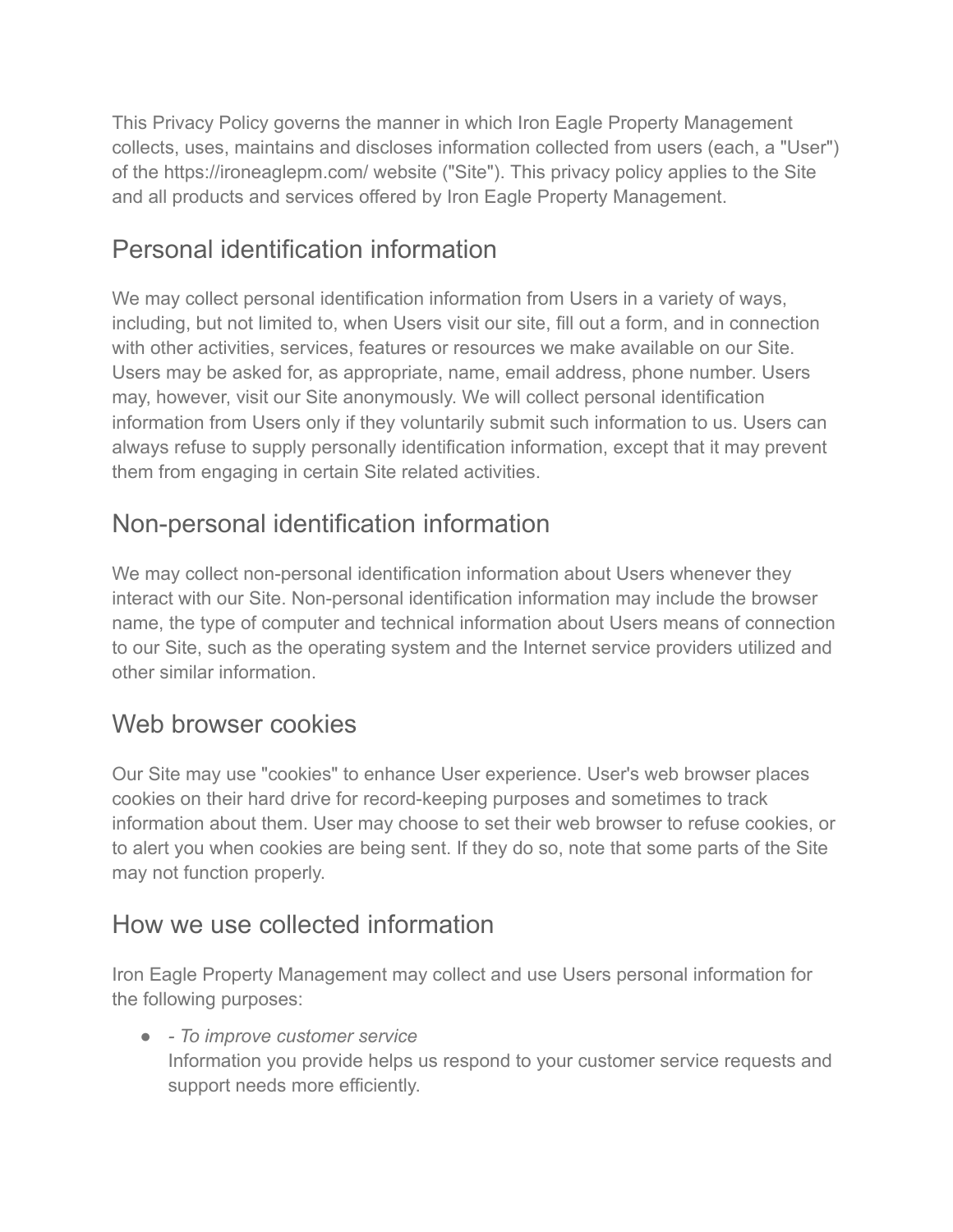This Privacy Policy governs the manner in which Iron Eagle Property Management collects, uses, maintains and discloses information collected from users (each, a "User") of the https://ironeaglepm.com/ website ("Site"). This privacy policy applies to the Site and all products and services offered by Iron Eagle Property Management.

## Personal identification information

We may collect personal identification information from Users in a variety of ways, including, but not limited to, when Users visit our site, fill out a form, and in connection with other activities, services, features or resources we make available on our Site. Users may be asked for, as appropriate, name, email address, phone number. Users may, however, visit our Site anonymously. We will collect personal identification information from Users only if they voluntarily submit such information to us. Users can always refuse to supply personally identification information, except that it may prevent them from engaging in certain Site related activities.

## Non-personal identification information

We may collect non-personal identification information about Users whenever they interact with our Site. Non-personal identification information may include the browser name, the type of computer and technical information about Users means of connection to our Site, such as the operating system and the Internet service providers utilized and other similar information.

## Web browser cookies

Our Site may use "cookies" to enhance User experience. User's web browser places cookies on their hard drive for record-keeping purposes and sometimes to track information about them. User may choose to set their web browser to refuse cookies, or to alert you when cookies are being sent. If they do so, note that some parts of the Site may not function properly.

## How we use collected information

Iron Eagle Property Management may collect and use Users personal information for the following purposes:

- *- To improve customer service*
  Information you provide helps us respond to your customer service requests and support needs more efficiently.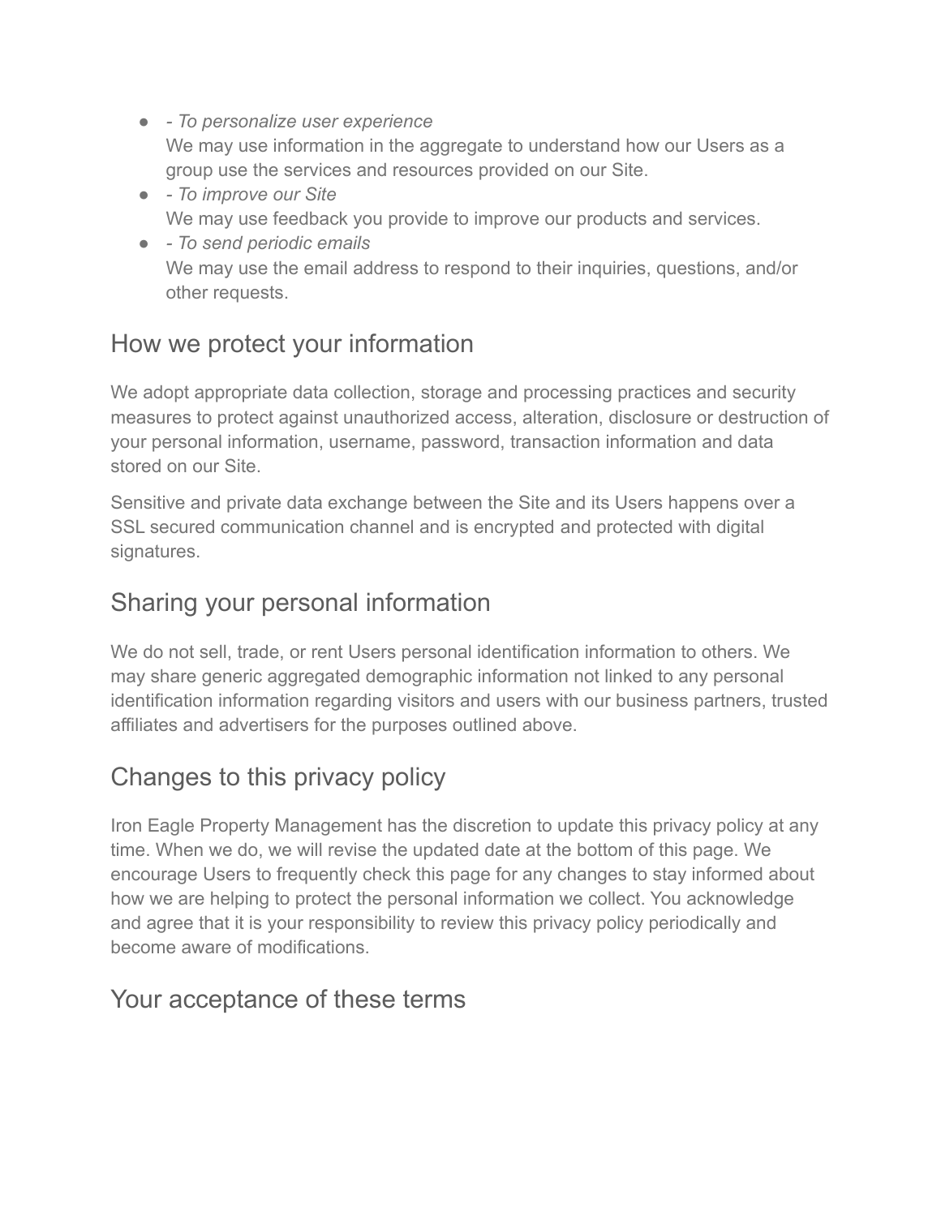- *- To personalize user experience*
  We may use information in the aggregate to understand how our Users as a group use the services and resources provided on our Site.
- *- To improve our Site*
  We may use feedback you provide to improve our products and services.
- *- To send periodic emails*
  We may use the email address to respond to their inquiries, questions, and/or other requests.

## How we protect your information

We adopt appropriate data collection, storage and processing practices and security measures to protect against unauthorized access, alteration, disclosure or destruction of your personal information, username, password, transaction information and data stored on our Site.

Sensitive and private data exchange between the Site and its Users happens over a SSL secured communication channel and is encrypted and protected with digital signatures.

## Sharing your personal information

We do not sell, trade, or rent Users personal identification information to others. We may share generic aggregated demographic information not linked to any personal identification information regarding visitors and users with our business partners, trusted affiliates and advertisers for the purposes outlined above.

## Changes to this privacy policy

Iron Eagle Property Management has the discretion to update this privacy policy at any time. When we do, we will revise the updated date at the bottom of this page. We encourage Users to frequently check this page for any changes to stay informed about how we are helping to protect the personal information we collect. You acknowledge and agree that it is your responsibility to review this privacy policy periodically and become aware of modifications.

## Your acceptance of these terms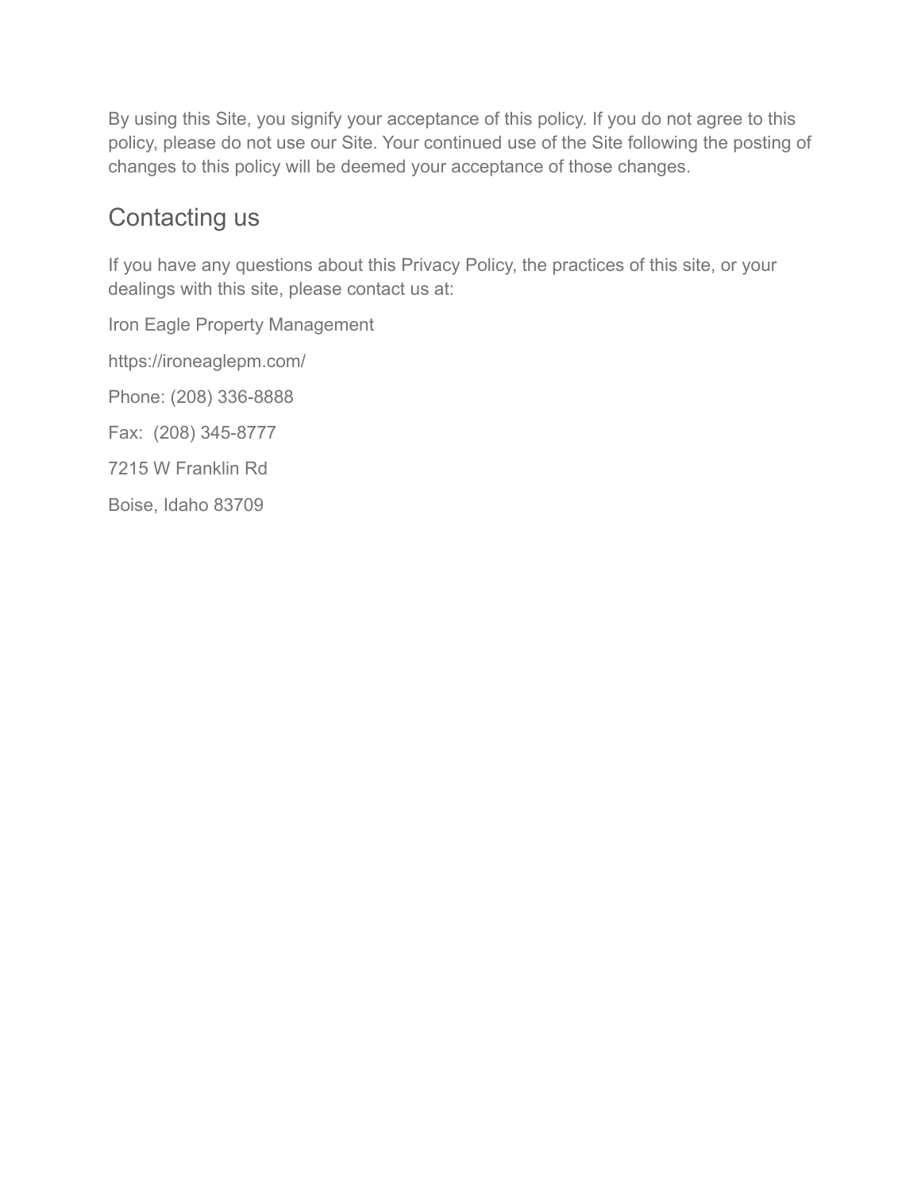By using this Site, you signify your acceptance of this policy. If you do not agree to this policy, please do not use our Site. Your continued use of the Site following the posting of changes to this policy will be deemed your acceptance of those changes.

## Contacting us

If you have any questions about this Privacy Policy, the practices of this site, or your dealings with this site, please contact us at:

Iron Eagle Property Management

https://ironeaglepm.com/

Phone: (208) 336-8888

Fax: (208) 345-8777

7215 W Franklin Rd

Boise, Idaho 83709